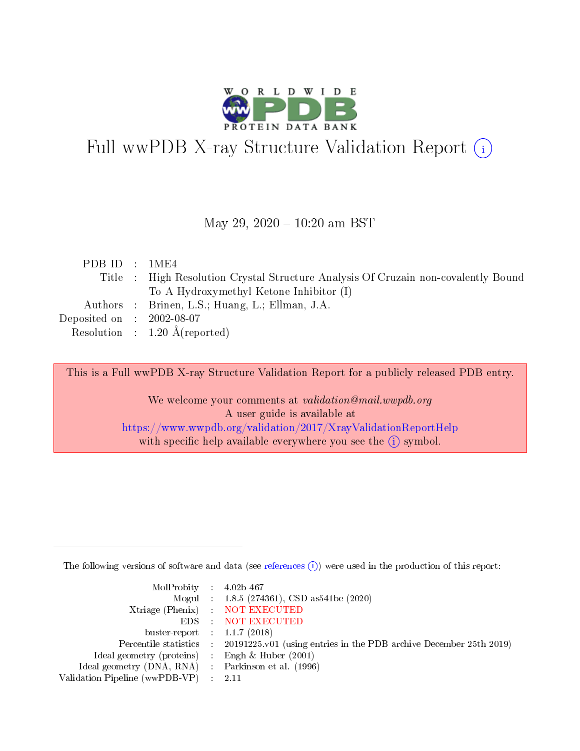# Full wwPDB X-ray Structure Validation Report (i)

May 29, 2020 – 10:20 am BST

| | | |
|---|---|---|
| PDB ID | : | 1ME4 |
| Title | : | High Resolution Crystal Structure Analysis Of Cruzain non-covalently Bound To A Hydroxymethyl Ketone Inhibitor (I) |
| Authors | : | Brinen, L.S.; Huang, L.; Ellman, J.A. |
| Deposited on | : | 2002-08-07 |
| Resolution | : | 1.20 Å(reported) |

This is a Full wwPDB X-ray Structure Validation Report for a publicly released PDB entry.

We welcome your comments at *validation@mail.wwpdb.org*
A user guide is available at
https://www.wwpdb.org/validation/2017/XrayValidationReportHelp
with specific help available everywhere you see the (i) symbol.

---

The following versions of software and data (see references (i)) were used in the production of this report:

| | | |
|---|---|---|
| MolProbity | : | 4.02b-467 |
| Mogul | : | 1.8.5 (274361), CSD as541be (2020) |
| Xtriage (Phenix) | : | NOT EXECUTED |
| EDS | : | NOT EXECUTED |
| buster-report | : | 1.1.7 (2018) |
| Percentile statistics | : | 20191225.v01 (using entries in the PDB archive December 25th 2019) |
| Ideal geometry (proteins) | : | Engh & Huber (2001) |
| Ideal geometry (DNA, RNA) | : | Parkinson et al. (1996) |
| Validation Pipeline (wwPDB-VP) | : | 2.11 |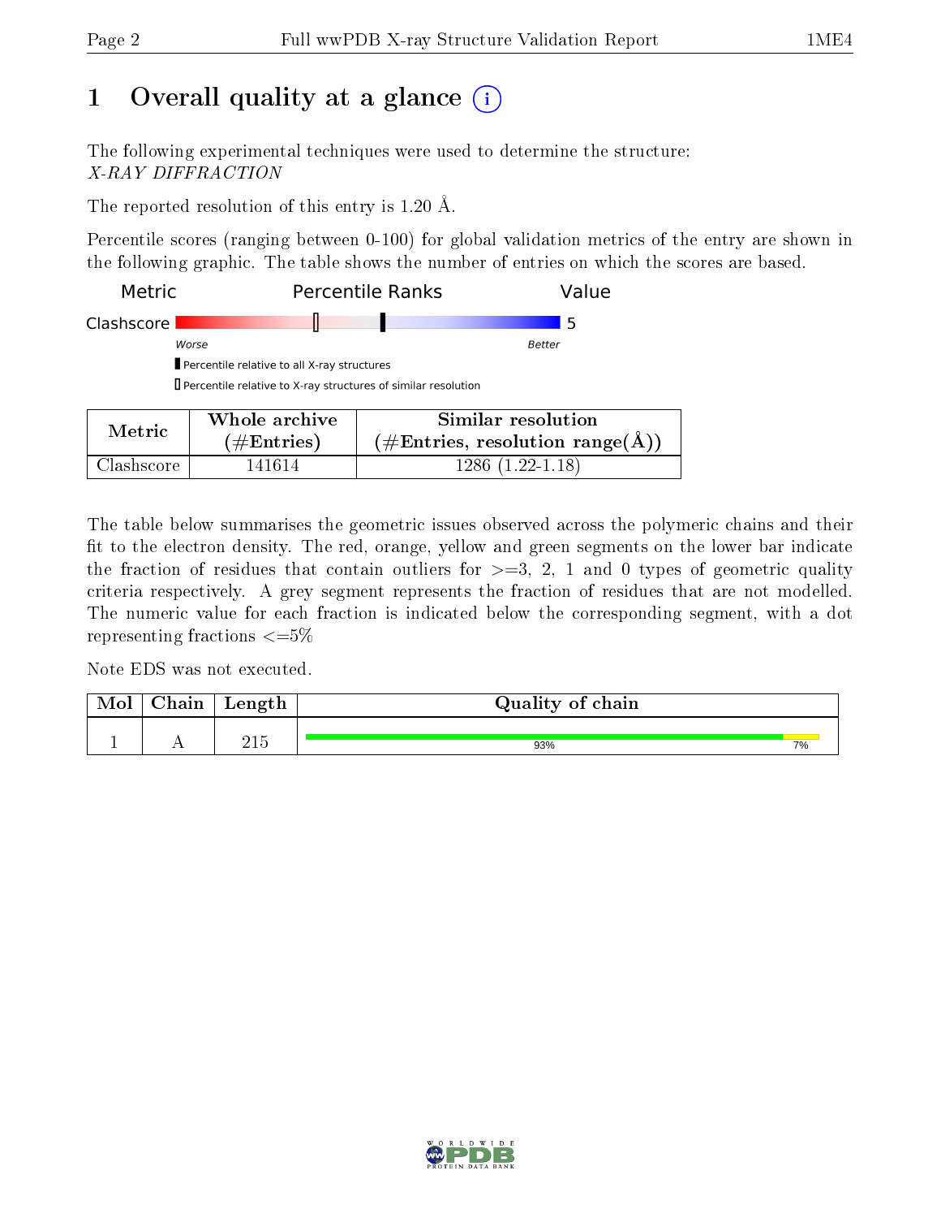# 1 Overall quality at a glance

The following experimental techniques were used to determine the structure:
*X-RAY DIFFRACTION*

The reported resolution of this entry is 1.20 Å.

Percentile scores (ranging between 0-100) for global validation metrics of the entry are shown in the following graphic. The table shows the number of entries on which the scores are based.

| Metric | Percentile Ranks | Value |
|---|---|---|
| Clashscore | | 5 |

Worse — Better

- Percentile relative to all X-ray structures
- Percentile relative to X-ray structures of similar resolution

| Metric | Whole archive (#Entries) | Similar resolution (#Entries, resolution range(Å)) |
|---|---|---|
| Clashscore | 141614 | 1286 (1.22-1.18) |

The table below summarises the geometric issues observed across the polymeric chains and their fit to the electron density. The red, orange, yellow and green segments on the lower bar indicate the fraction of residues that contain outliers for >=3, 2, 1 and 0 types of geometric quality criteria respectively. A grey segment represents the fraction of residues that are not modelled. The numeric value for each fraction is indicated below the corresponding segment, with a dot representing fractions <=5%

Note EDS was not executed.

| Mol | Chain | Length | Quality of chain |
|---|---|---|---|
| 1 | A | 215 | 93% 7% |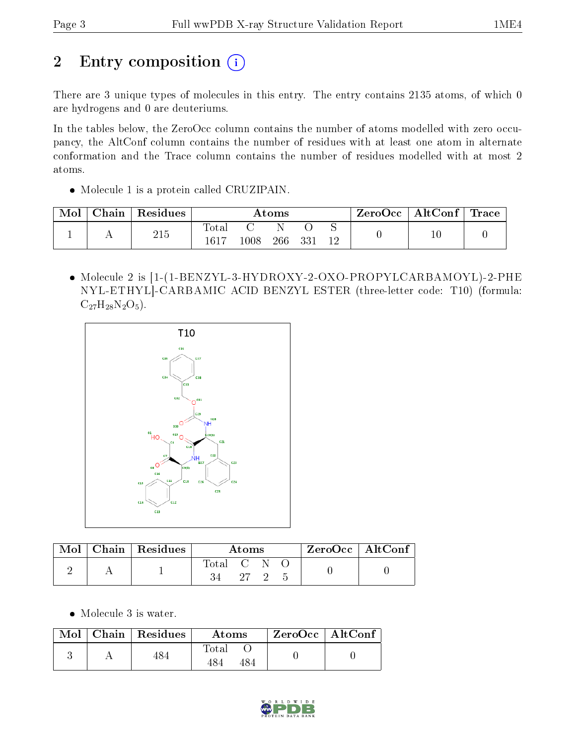# 2 Entry composition

There are 3 unique types of molecules in this entry. The entry contains 2135 atoms, of which 0 are hydrogens and 0 are deuteriums.

In the tables below, the ZeroOcc column contains the number of atoms modelled with zero occupancy, the AltConf column contains the number of residues with at least one atom in alternate conformation and the Trace column contains the number of residues modelled with at most 2 atoms.

- Molecule 1 is a protein called CRUZIPAIN.

| Mol | Chain | Residues | Atoms | | | | | ZeroOcc | AltConf | Trace |
|---|---|---|---|---|---|---|---|---|---|---|
| 1 | A | 215 | Total | C | N | O | S | 0 | 10 | 0 |
| | | | 1617 | 1008 | 266 | 331 | 12 | | | |

- Molecule 2 is [1-(1-BENZYL-3-HYDROXY-2-OXO-PROPYLCARBAMOYL)-2-PHENYL-ETHYL]-CARBAMIC ACID BENZYL ESTER (three-letter code: T10) (formula: $C_{27}H_{28}N_2O_5$).

| Mol | Chain | Residues | Atoms | | | | ZeroOcc | AltConf |
|---|---|---|---|---|---|---|---|---|
| 2 | A | 1 | Total | C | N | O | 0 | 0 |
| | | | 34 | 27 | 2 | 5 | | |

- Molecule 3 is water.

| Mol | Chain | Residues | Atoms | | ZeroOcc | AltConf |
|---|---|---|---|---|---|---|
| 3 | A | 484 | Total | O | 0 | 0 |
| | | | 484 | 484 | | |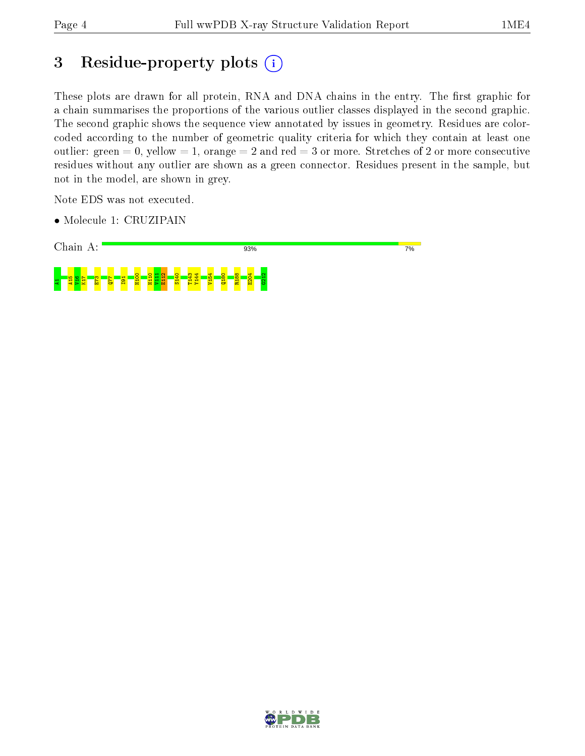# 3 Residue-property plots

These plots are drawn for all protein, RNA and DNA chains in the entry. The first graphic for a chain summarises the proportions of the various outlier classes displayed in the second graphic. The second graphic shows the sequence view annotated by issues in geometry. Residues are color-coded according to the number of geometric quality criteria for which they contain at least one outlier: green = 0, yellow = 1, orange = 2 and red = 3 or more. Stretches of 2 or more consecutive residues without any outlier are shown as a green connector. Residues present in the sample, but not in the model, are shown in grey.

Note EDS was not executed.

- Molecule 1: CRUZIPAIN

Chain A: 93% 7%

A1 A15 V16 K17 E73 Q77 I91 H100 H110 V111 E112 S140 T143 Y144 V154 Q180 R188 E204 G212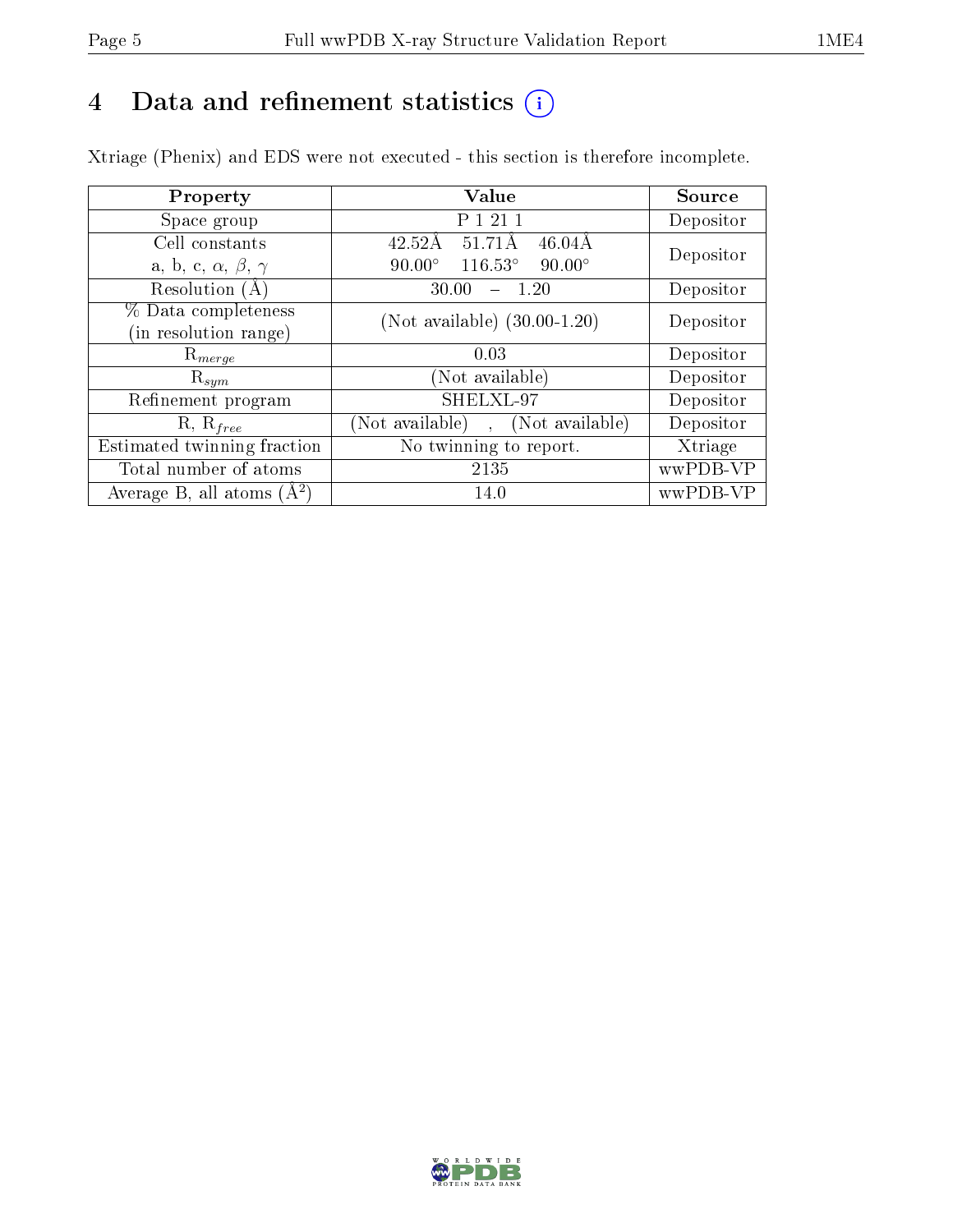# 4 Data and refinement statistics ⓘ

Xtriage (Phenix) and EDS were not executed - this section is therefore incomplete.

| Property | Value | Source |
|---|---|---|
| Space group | P 1 21 1 | Depositor |
| Cell constants<br>a, b, c, $\alpha$, $\beta$, $\gamma$ | 42.52Å 51.71Å 46.04Å<br>90.00° 116.53° 90.00° | Depositor |
| Resolution (Å) | 30.00 – 1.20 | Depositor |
| % Data completeness<br>(in resolution range) | (Not available) (30.00-1.20) | Depositor |
| $R_{merge}$ | 0.03 | Depositor |
| $R_{sym}$ | (Not available) | Depositor |
| Refinement program | SHELXL-97 | Depositor |
| R, $R_{free}$ | (Not available) , (Not available) | Depositor |
| Estimated twinning fraction | No twinning to report. | Xtriage |
| Total number of atoms | 2135 | wwPDB-VP |
| Average B, all atoms (Å$^2$) | 14.0 | wwPDB-VP |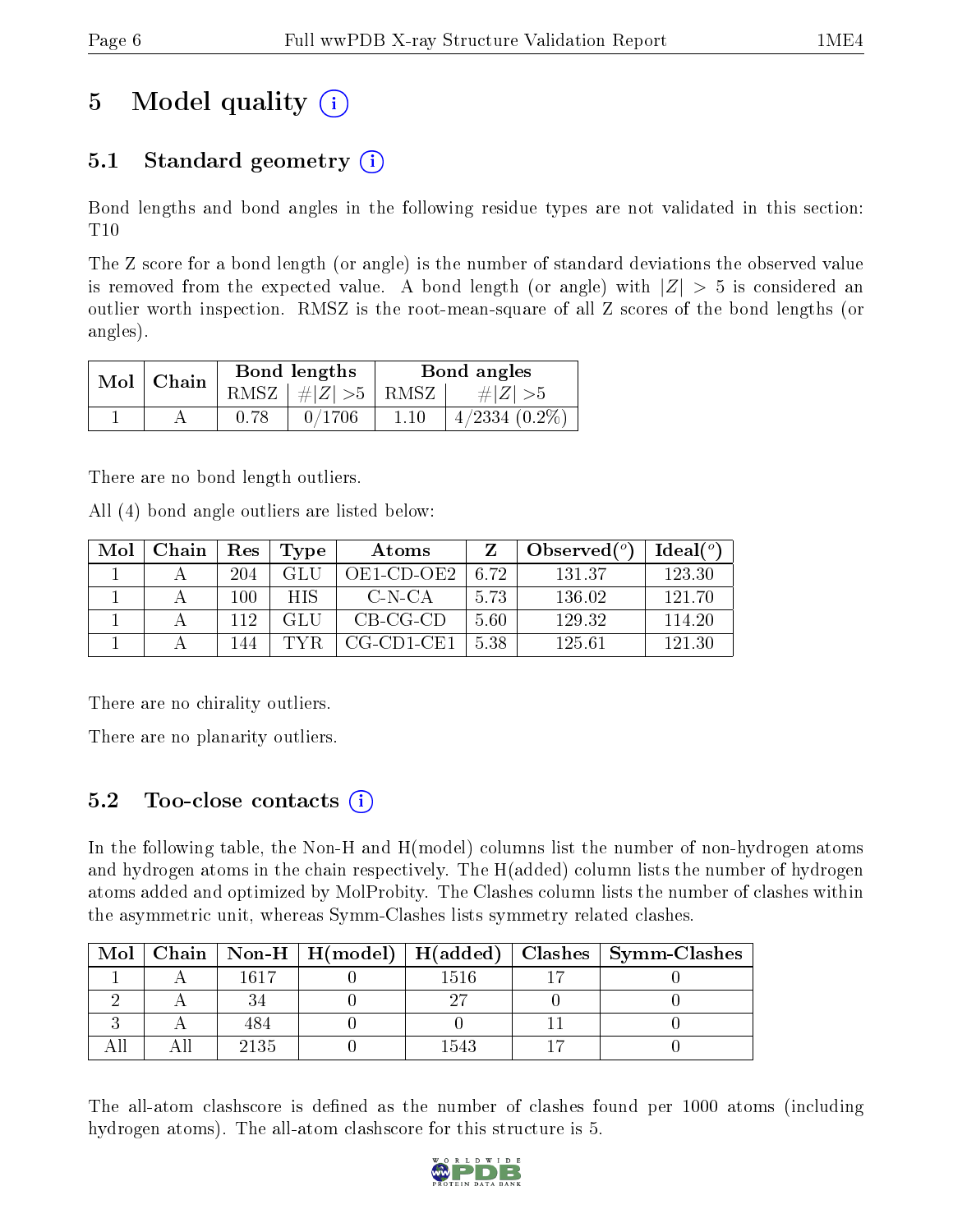# 5 Model quality (i)

## 5.1 Standard geometry (i)

Bond lengths and bond angles in the following residue types are not validated in this section: T10

The Z score for a bond length (or angle) is the number of standard deviations the observed value is removed from the expected value. A bond length (or angle) with $|Z| > 5$ is considered an outlier worth inspection. RMSZ is the root-mean-square of all Z scores of the bond lengths (or angles).

| Mol | Chain | Bond lengths | | Bond angles | |
|---|---|---|---|---|---|
| | | RMSZ | $\#\|Z\| > 5$ | RMSZ | $\#\|Z\| > 5$ |
| 1 | A | 0.78 | 0/1706 | 1.10 | 4/2334 (0.2%) |

There are no bond length outliers.

All (4) bond angle outliers are listed below:

| Mol | Chain | Res | Type | Atoms | Z | Observed($^o$) | Ideal($^o$) |
|---|---|---|---|---|---|---|---|
| 1 | A | 204 | GLU | OE1-CD-OE2 | 6.72 | 131.37 | 123.30 |
| 1 | A | 100 | HIS | C-N-CA | 5.73 | 136.02 | 121.70 |
| 1 | A | 112 | GLU | CB-CG-CD | 5.60 | 129.32 | 114.20 |
| 1 | A | 144 | TYR | CG-CD1-CE1 | 5.38 | 125.61 | 121.30 |

There are no chirality outliers.

There are no planarity outliers.

## 5.2 Too-close contacts (i)

In the following table, the Non-H and H(model) columns list the number of non-hydrogen atoms and hydrogen atoms in the chain respectively. The H(added) column lists the number of hydrogen atoms added and optimized by MolProbity. The Clashes column lists the number of clashes within the asymmetric unit, whereas Symm-Clashes lists symmetry related clashes.

| Mol | Chain | Non-H | H(model) | H(added) | Clashes | Symm-Clashes |
|---|---|---|---|---|---|---|
| 1 | A | 1617 | 0 | 1516 | 17 | 0 |
| 2 | A | 34 | 0 | 27 | 0 | 0 |
| 3 | A | 484 | 0 | 0 | 11 | 0 |
| All | All | 2135 | 0 | 1543 | 17 | 0 |

The all-atom clashscore is defined as the number of clashes found per 1000 atoms (including hydrogen atoms). The all-atom clashscore for this structure is 5.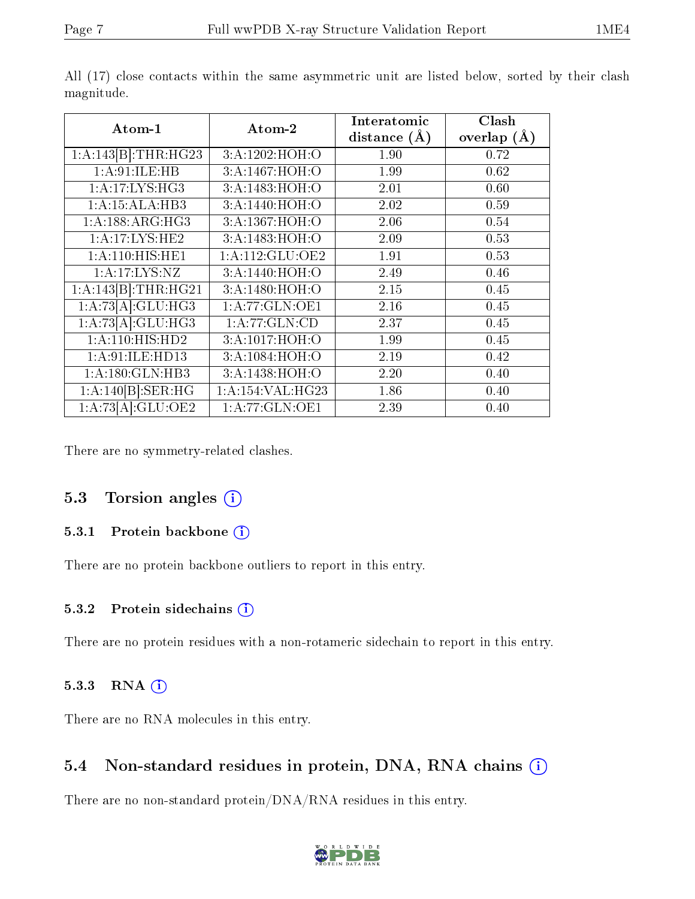All (17) close contacts within the same asymmetric unit are listed below, sorted by their clash magnitude.

| Atom-1 | Atom-2 | Interatomic distance (Å) | Clash overlap (Å) |
|---|---|---|---|
| 1:A:143[B]:THR:HG23 | 3:A:1202:HOH:O | 1.90 | 0.72 |
| 1:A:91:ILE:HB | 3:A:1467:HOH:O | 1.99 | 0.62 |
| 1:A:17:LYS:HG3 | 3:A:1483:HOH:O | 2.01 | 0.60 |
| 1:A:15:ALA:HB3 | 3:A:1440:HOH:O | 2.02 | 0.59 |
| 1:A:188:ARG:HG3 | 3:A:1367:HOH:O | 2.06 | 0.54 |
| 1:A:17:LYS:HE2 | 3:A:1483:HOH:O | 2.09 | 0.53 |
| 1:A:110:HIS:HE1 | 1:A:112:GLU:OE2 | 1.91 | 0.53 |
| 1:A:17:LYS:NZ | 3:A:1440:HOH:O | 2.49 | 0.46 |
| 1:A:143[B]:THR:HG21 | 3:A:1480:HOH:O | 2.15 | 0.45 |
| 1:A:73[A]:GLU:HG3 | 1:A:77:GLN:OE1 | 2.16 | 0.45 |
| 1:A:73[A]:GLU:HG3 | 1:A:77:GLN:CD | 2.37 | 0.45 |
| 1:A:110:HIS:HD2 | 3:A:1017:HOH:O | 1.99 | 0.45 |
| 1:A:91:ILE:HD13 | 3:A:1084:HOH:O | 2.19 | 0.42 |
| 1:A:180:GLN:HB3 | 3:A:1438:HOH:O | 2.20 | 0.40 |
| 1:A:140[B]:SER:HG | 1:A:154:VAL:HG23 | 1.86 | 0.40 |
| 1:A:73[A]:GLU:OE2 | 1:A:77:GLN:OE1 | 2.39 | 0.40 |

There are no symmetry-related clashes.

## 5.3 Torsion angles

### 5.3.1 Protein backbone

There are no protein backbone outliers to report in this entry.

### 5.3.2 Protein sidechains

There are no protein residues with a non-rotameric sidechain to report in this entry.

### 5.3.3 RNA

There are no RNA molecules in this entry.

## 5.4 Non-standard residues in protein, DNA, RNA chains

There are no non-standard protein/DNA/RNA residues in this entry.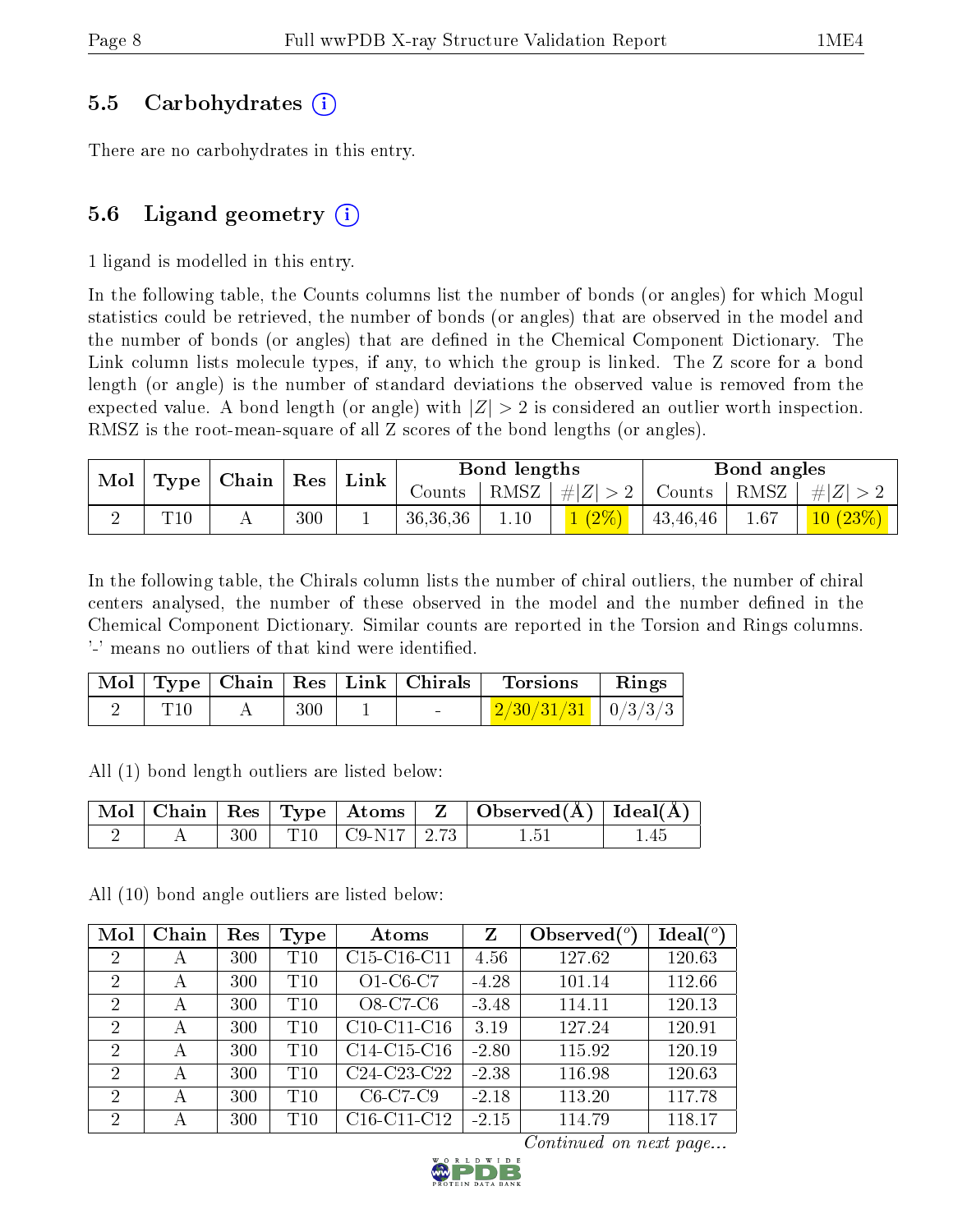### 5.5 Carbohydrates

There are no carbohydrates in this entry.

### 5.6 Ligand geometry

1 ligand is modelled in this entry.

In the following table, the Counts columns list the number of bonds (or angles) for which Mogul statistics could be retrieved, the number of bonds (or angles) that are observed in the model and the number of bonds (or angles) that are defined in the Chemical Component Dictionary. The Link column lists molecule types, if any, to which the group is linked. The Z score for a bond length (or angle) is the number of standard deviations the observed value is removed from the expected value. A bond length (or angle) with $|Z| > 2$ is considered an outlier worth inspection. RMSZ is the root-mean-square of all Z scores of the bond lengths (or angles).

| Mol | Type | Chain | Res | Link | Bond lengths | | | Bond angles | | |
|---|---|---|---|---|---|---|---|---|---|---|
| | | | | | Counts | RMSZ | $\#\|Z\| > 2$ | Counts | RMSZ | $\#\|Z\| > 2$ |
| 2 | T10 | A | 300 | 1 | 36,36,36 | 1.10 | 1 (2%) | 43,46,46 | 1.67 | 10 (23%) |

In the following table, the Chirals column lists the number of chiral outliers, the number of chiral centers analysed, the number of these observed in the model and the number defined in the Chemical Component Dictionary. Similar counts are reported in the Torsion and Rings columns. '-' means no outliers of that kind were identified.

| Mol | Type | Chain | Res | Link | Chirals | Torsions | Rings |
|---|---|---|---|---|---|---|---|
| 2 | T10 | A | 300 | 1 | - | 2/30/31/31 | 0/3/3/3 |

All (1) bond length outliers are listed below:

| Mol | Chain | Res | Type | Atoms | Z | Observed(Å) | Ideal(Å) |
|---|---|---|---|---|---|---|---|
| 2 | A | 300 | T10 | C9-N17 | 2.73 | 1.51 | 1.45 |

All (10) bond angle outliers are listed below:

| Mol | Chain | Res | Type | Atoms | Z | Observed(°) | Ideal(°) |
|---|---|---|---|---|---|---|---|
| 2 | A | 300 | T10 | C15-C16-C11 | 4.56 | 127.62 | 120.63 |
| 2 | A | 300 | T10 | O1-C6-C7 | -4.28 | 101.14 | 112.66 |
| 2 | A | 300 | T10 | O8-C7-C6 | -3.48 | 114.11 | 120.13 |
| 2 | A | 300 | T10 | C10-C11-C16 | 3.19 | 127.24 | 120.91 |
| 2 | A | 300 | T10 | C14-C15-C16 | -2.80 | 115.92 | 120.19 |
| 2 | A | 300 | T10 | C24-C23-C22 | -2.38 | 116.98 | 120.63 |
| 2 | A | 300 | T10 | C6-C7-C9 | -2.18 | 113.20 | 117.78 |
| 2 | A | 300 | T10 | C16-C11-C12 | -2.15 | 114.79 | 118.17 |

*Continued on next page...*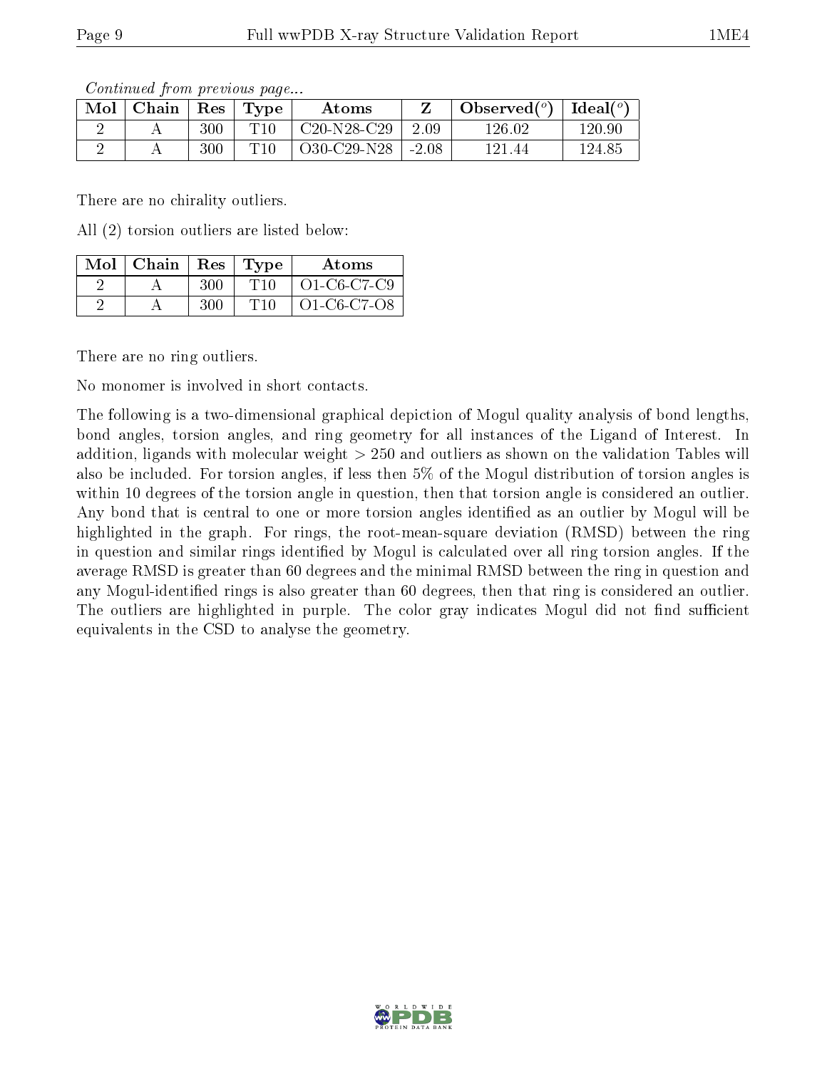*Continued from previous page...*

| Mol | Chain | Res | Type | Atoms | Z | Observed(°) | Ideal(°) |
|---|---|---|---|---|---|---|---|
| 2 | A | 300 | T10 | C20-N28-C29 | 2.09 | 126.02 | 120.90 |
| 2 | A | 300 | T10 | O30-C29-N28 | -2.08 | 121.44 | 124.85 |

There are no chirality outliers.

All (2) torsion outliers are listed below:

| Mol | Chain | Res | Type | Atoms |
|---|---|---|---|---|
| 2 | A | 300 | T10 | O1-C6-C7-C9 |
| 2 | A | 300 | T10 | O1-C6-C7-O8 |

There are no ring outliers.

No monomer is involved in short contacts.

The following is a two-dimensional graphical depiction of Mogul quality analysis of bond lengths, bond angles, torsion angles, and ring geometry for all instances of the Ligand of Interest. In addition, ligands with molecular weight > 250 and outliers as shown on the validation Tables will also be included. For torsion angles, if less then 5% of the Mogul distribution of torsion angles is within 10 degrees of the torsion angle in question, then that torsion angle is considered an outlier. Any bond that is central to one or more torsion angles identified as an outlier by Mogul will be highlighted in the graph. For rings, the root-mean-square deviation (RMSD) between the ring in question and similar rings identified by Mogul is calculated over all ring torsion angles. If the average RMSD is greater than 60 degrees and the minimal RMSD between the ring in question and any Mogul-identified rings is also greater than 60 degrees, then that ring is considered an outlier. The outliers are highlighted in purple. The color gray indicates Mogul did not find sufficient equivalents in the CSD to analyse the geometry.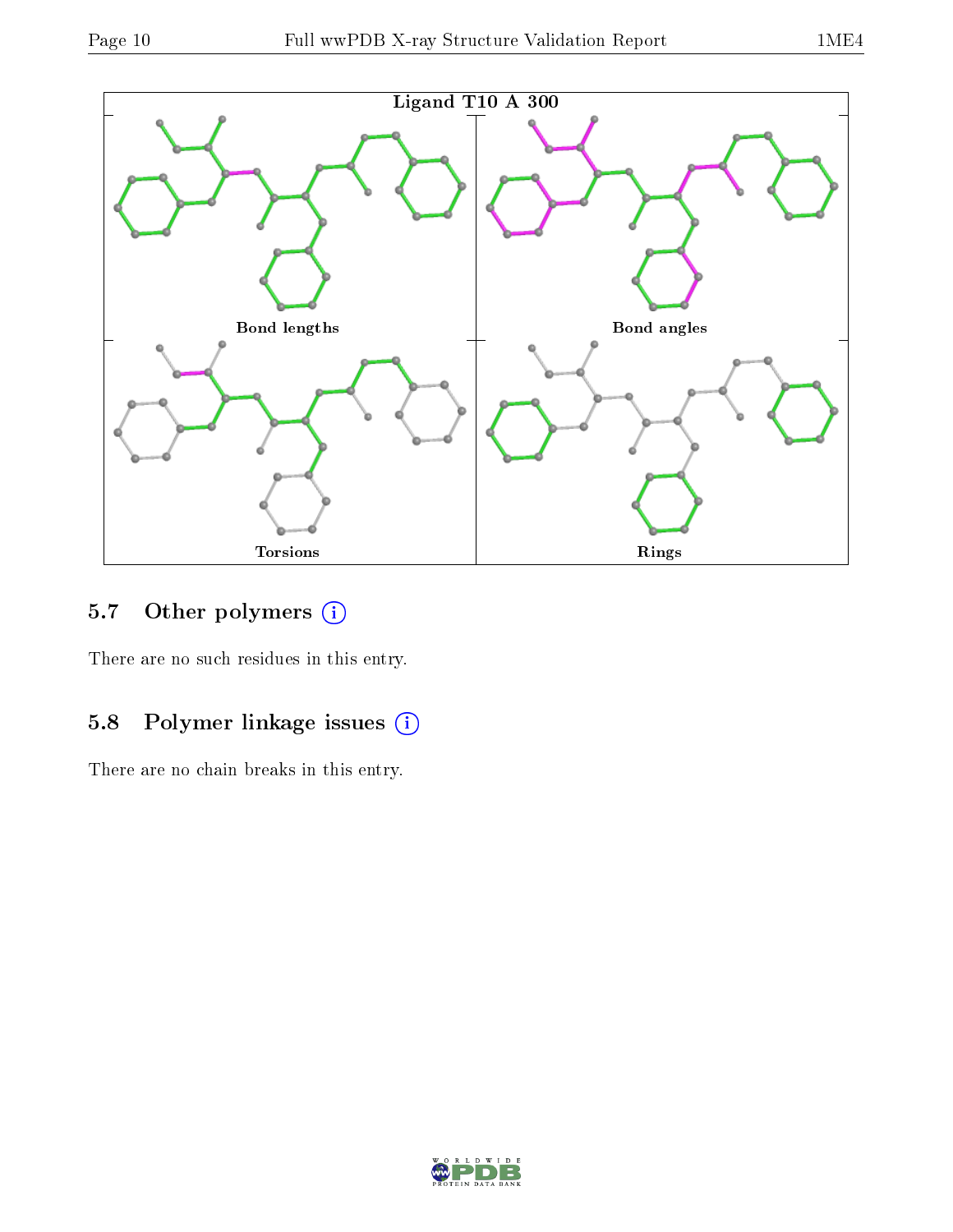Ligand T10 A 300

Bond lengths

Bond angles

Torsions

Rings

## 5.7 Other polymers

There are no such residues in this entry.

## 5.8 Polymer linkage issues

There are no chain breaks in this entry.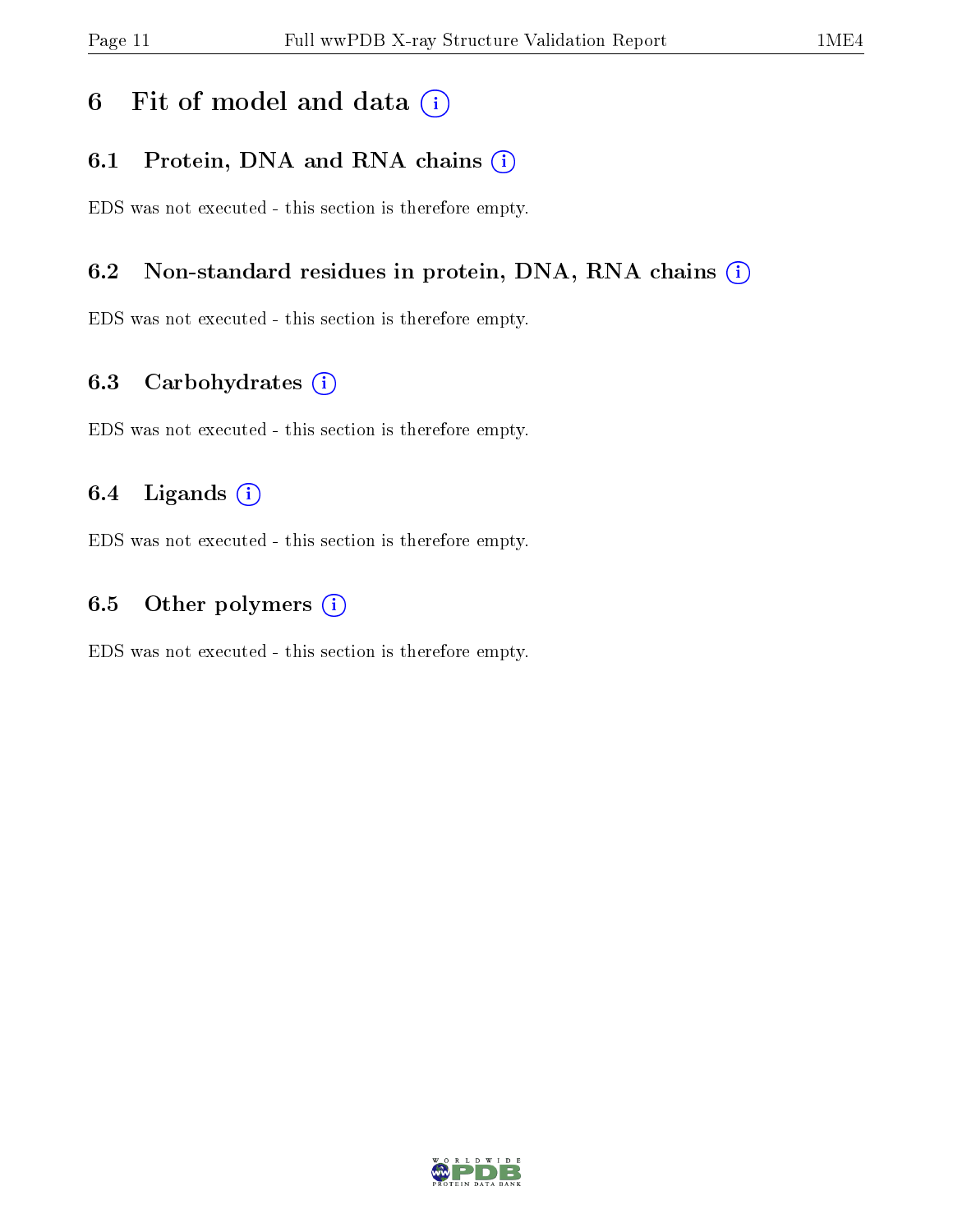# 6 Fit of model and data

## 6.1 Protein, DNA and RNA chains

EDS was not executed - this section is therefore empty.

## 6.2 Non-standard residues in protein, DNA, RNA chains

EDS was not executed - this section is therefore empty.

## 6.3 Carbohydrates

EDS was not executed - this section is therefore empty.

## 6.4 Ligands

EDS was not executed - this section is therefore empty.

## 6.5 Other polymers

EDS was not executed - this section is therefore empty.